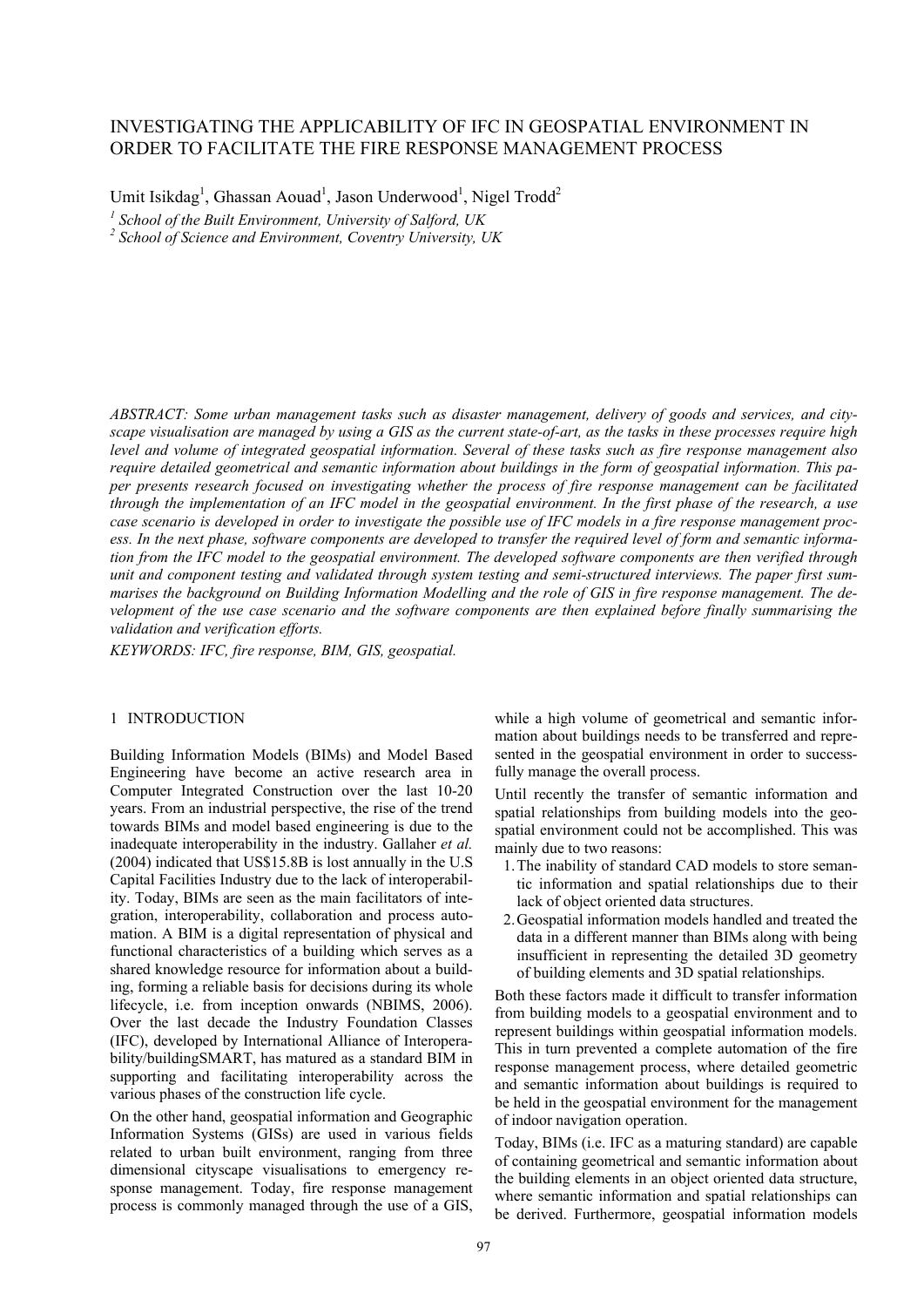# INVESTIGATING THE APPLICABILITY OF IFC IN GEOSPATIAL ENVIRONMENT IN ORDER TO FACILITATE THE FIRE RESPONSE MANAGEMENT PROCESS

Umit Isikdag[1], Ghassan Aouad[1], Jason Underwood[1], Nigel Trodd[2]

[1] *School of the Built Environment, University of Salford, UK*
[2] *School of Science and Environment, Coventry University, UK*

*ABSTRACT: Some urban management tasks such as disaster management, delivery of goods and services, and cityscape visualisation are managed by using a GIS as the current state-of-art, as the tasks in these processes require high level and volume of integrated geospatial information. Several of these tasks such as fire response management also require detailed geometrical and semantic information about buildings in the form of geospatial information. This paper presents research focused on investigating whether the process of fire response management can be facilitated through the implementation of an IFC model in the geospatial environment. In the first phase of the research, a use case scenario is developed in order to investigate the possible use of IFC models in a fire response management process. In the next phase, software components are developed to transfer the required level of form and semantic information from the IFC model to the geospatial environment. The developed software components are then verified through unit and component testing and validated through system testing and semi-structured interviews. The paper first summarises the background on Building Information Modelling and the role of GIS in fire response management. The development of the use case scenario and the software components are then explained before finally summarising the validation and verification efforts.*

*KEYWORDS: IFC, fire response, BIM, GIS, geospatial.*

## 1 INTRODUCTION

Building Information Models (BIMs) and Model Based Engineering have become an active research area in Computer Integrated Construction over the last 10-20 years. From an industrial perspective, the rise of the trend towards BIMs and model based engineering is due to the inadequate interoperability in the industry. Gallaher *et al.* (2004) indicated that US$15.8B is lost annually in the U.S Capital Facilities Industry due to the lack of interoperability. Today, BIMs are seen as the main facilitators of integration, interoperability, collaboration and process automation. A BIM is a digital representation of physical and functional characteristics of a building which serves as a shared knowledge resource for information about a building, forming a reliable basis for decisions during its whole lifecycle, i.e. from inception onwards (NBIMS, 2006). Over the last decade the Industry Foundation Classes (IFC), developed by International Alliance of Interoperability/buildingSMART, has matured as a standard BIM in supporting and facilitating interoperability across the various phases of the construction life cycle.

On the other hand, geospatial information and Geographic Information Systems (GISs) are used in various fields related to urban built environment, ranging from three dimensional cityscape visualisations to emergency response management. Today, fire response management process is commonly managed through the use of a GIS, while a high volume of geometrical and semantic information about buildings needs to be transferred and represented in the geospatial environment in order to successfully manage the overall process.

Until recently the transfer of semantic information and spatial relationships from building models into the geospatial environment could not be accomplished. This was mainly due to two reasons:

1. The inability of standard CAD models to store semantic information and spatial relationships due to their lack of object oriented data structures.
2. Geospatial information models handled and treated the data in a different manner than BIMs along with being insufficient in representing the detailed 3D geometry of building elements and 3D spatial relationships.

Both these factors made it difficult to transfer information from building models to a geospatial environment and to represent buildings within geospatial information models. This in turn prevented a complete automation of the fire response management process, where detailed geometric and semantic information about buildings is required to be held in the geospatial environment for the management of indoor navigation operation.

Today, BIMs (i.e. IFC as a maturing standard) are capable of containing geometrical and semantic information about the building elements in an object oriented data structure, where semantic information and spatial relationships can be derived. Furthermore, geospatial information models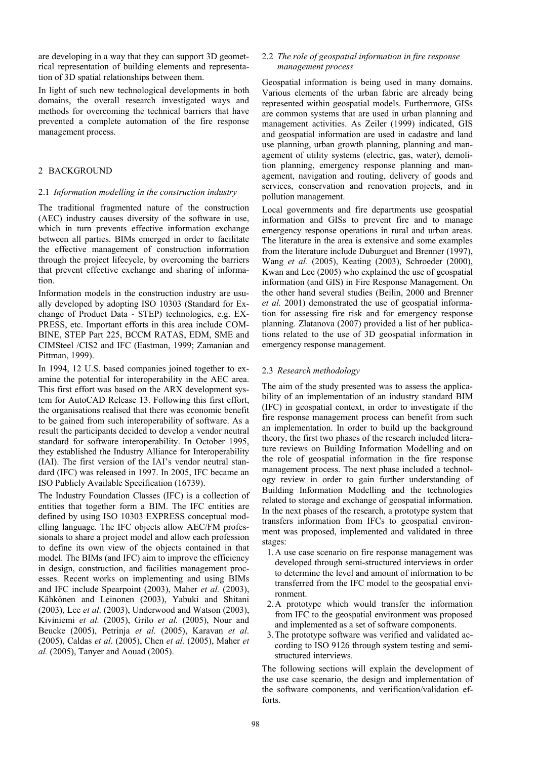are developing in a way that they can support 3D geometrical representation of building elements and representation of 3D spatial relationships between them.

In light of such new technological developments in both domains, the overall research investigated ways and methods for overcoming the technical barriers that have prevented a complete automation of the fire response management process.

## 2 BACKGROUND

### 2.1 *Information modelling in the construction industry*

The traditional fragmented nature of the construction (AEC) industry causes diversity of the software in use, which in turn prevents effective information exchange between all parties. BIMs emerged in order to facilitate the effective management of construction information through the project lifecycle, by overcoming the barriers that prevent effective exchange and sharing of information.

Information models in the construction industry are usually developed by adopting ISO 10303 (Standard for Exchange of Product Data - STEP) technologies, e.g. EXPRESS, etc. Important efforts in this area include COMBINE, STEP Part 225, BCCM RATAS, EDM, SME and CIMSteel /CIS2 and IFC (Eastman, 1999; Zamanian and Pittman, 1999).

In 1994, 12 U.S. based companies joined together to examine the potential for interoperability in the AEC area. This first effort was based on the ARX development system for AutoCAD Release 13. Following this first effort, the organisations realised that there was economic benefit to be gained from such interoperability of software. As a result the participants decided to develop a vendor neutral standard for software interoperability. In October 1995, they established the Industry Alliance for Interoperability (IAI). The first version of the IAI's vendor neutral standard (IFC) was released in 1997. In 2005, IFC became an ISO Publicly Available Specification (16739).

The Industry Foundation Classes (IFC) is a collection of entities that together form a BIM. The IFC entities are defined by using ISO 10303 EXPRESS conceptual modelling language. The IFC objects allow AEC/FM professionals to share a project model and allow each profession to define its own view of the objects contained in that model. The BIMs (and IFC) aim to improve the efficiency in design, construction, and facilities management processes. Recent works on implementing and using BIMs and IFC include Spearpoint (2003), Maher *et al.* (2003), Kähkönen and Leinonen (2003), Yabuki and Shitani (2003), Lee *et al*. (2003), Underwood and Watson (2003), Kiviniemi *et al.* (2005), Grilo *et al.* (2005), Nour and Beucke (2005), Petrinja *et al.* (2005), Karavan *et al*. (2005), Caldas *et al*. (2005), Chen *et al.* (2005), Maher *et al.* (2005), Tanyer and Aouad (2005).

### 2.2 *The role of geospatial information in fire response management process*

Geospatial information is being used in many domains. Various elements of the urban fabric are already being represented within geospatial models. Furthermore, GISs are common systems that are used in urban planning and management activities. As Zeiler (1999) indicated, GIS and geospatial information are used in cadastre and land use planning, urban growth planning, planning and management of utility systems (electric, gas, water), demolition planning, emergency response planning and management, navigation and routing, delivery of goods and services, conservation and renovation projects, and in pollution management.

Local governments and fire departments use geospatial information and GISs to prevent fire and to manage emergency response operations in rural and urban areas. The literature in the area is extensive and some examples from the literature include Duburguet and Brenner (1997), Wang *et al.* (2005), Keating (2003), Schroeder (2000), Kwan and Lee (2005) who explained the use of geospatial information (and GIS) in Fire Response Management. On the other hand several studies (Beilin, 2000 and Brenner *et al.* 2001) demonstrated the use of geospatial information for assessing fire risk and for emergency response planning. Zlatanova (2007) provided a list of her publications related to the use of 3D geospatial information in emergency response management.

### 2.3 *Research methodology*

The aim of the study presented was to assess the applicability of an implementation of an industry standard BIM (IFC) in geospatial context, in order to investigate if the fire response management process can benefit from such an implementation. In order to build up the background theory, the first two phases of the research included literature reviews on Building Information Modelling and on the role of geospatial information in the fire response management process. The next phase included a technology review in order to gain further understanding of Building Information Modelling and the technologies related to storage and exchange of geospatial information. In the next phases of the research, a prototype system that transfers information from IFCs to geospatial environment was proposed, implemented and validated in three stages:

1. A use case scenario on fire response management was developed through semi-structured interviews in order to determine the level and amount of information to be transferred from the IFC model to the geospatial environment.
2. A prototype which would transfer the information from IFC to the geospatial environment was proposed and implemented as a set of software components.
3. The prototype software was verified and validated according to ISO 9126 through system testing and semi-structured interviews.

The following sections will explain the development of the use case scenario, the design and implementation of the software components, and verification/validation efforts.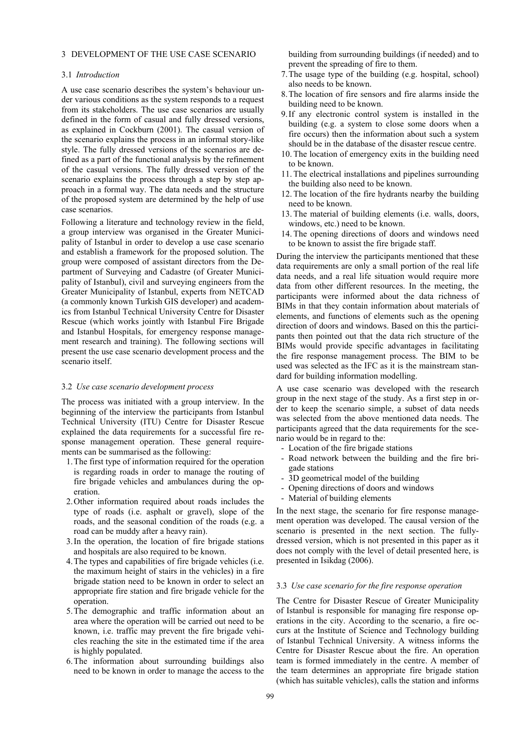## 3 DEVELOPMENT OF THE USE CASE SCENARIO

### 3.1 *Introduction*

A use case scenario describes the system's behaviour under various conditions as the system responds to a request from its stakeholders. The use case scenarios are usually defined in the form of casual and fully dressed versions, as explained in Cockburn (2001). The casual version of the scenario explains the process in an informal story-like style. The fully dressed versions of the scenarios are defined as a part of the functional analysis by the refinement of the casual versions. The fully dressed version of the scenario explains the process through a step by step approach in a formal way. The data needs and the structure of the proposed system are determined by the help of use case scenarios.

Following a literature and technology review in the field, a group interview was organised in the Greater Municipality of Istanbul in order to develop a use case scenario and establish a framework for the proposed solution. The group were composed of assistant directors from the Department of Surveying and Cadastre (of Greater Municipality of Istanbul), civil and surveying engineers from the Greater Municipality of Istanbul, experts from NETCAD (a commonly known Turkish GIS developer) and academics from Istanbul Technical University Centre for Disaster Rescue (which works jointly with Istanbul Fire Brigade and Istanbul Hospitals, for emergency response management research and training). The following sections will present the use case scenario development process and the scenario itself.

### 3.2 *Use case scenario development process*

The process was initiated with a group interview. In the beginning of the interview the participants from Istanbul Technical University (ITU) Centre for Disaster Rescue explained the data requirements for a successful fire response management operation. These general requirements can be summarised as the following:

1. The first type of information required for the operation is regarding roads in order to manage the routing of fire brigade vehicles and ambulances during the operation.
2. Other information required about roads includes the type of roads (i.e. asphalt or gravel), slope of the roads, and the seasonal condition of the roads (e.g. a road can be muddy after a heavy rain).
3. In the operation, the location of fire brigade stations and hospitals are also required to be known.
4. The types and capabilities of fire brigade vehicles (i.e. the maximum height of stairs in the vehicles) in a fire brigade station need to be known in order to select an appropriate fire station and fire brigade vehicle for the operation.
5. The demographic and traffic information about an area where the operation will be carried out need to be known, i.e. traffic may prevent the fire brigade vehicles reaching the site in the estimated time if the area is highly populated.
6. The information about surrounding buildings also need to be known in order to manage the access to the building from surrounding buildings (if needed) and to prevent the spreading of fire to them.
7. The usage type of the building (e.g. hospital, school) also needs to be known.
8. The location of fire sensors and fire alarms inside the building need to be known.
9. If any electronic control system is installed in the building (e.g. a system to close some doors when a fire occurs) then the information about such a system should be in the database of the disaster rescue centre.
10. The location of emergency exits in the building need to be known.
11. The electrical installations and pipelines surrounding the building also need to be known.
12. The location of the fire hydrants nearby the building need to be known.
13. The material of building elements (i.e. walls, doors, windows, etc.) need to be known.
14. The opening directions of doors and windows need to be known to assist the fire brigade staff.

During the interview the participants mentioned that these data requirements are only a small portion of the real life data needs, and a real life situation would require more data from other different resources. In the meeting, the participants were informed about the data richness of BIMs in that they contain information about materials of elements, and functions of elements such as the opening direction of doors and windows. Based on this the participants then pointed out that the data rich structure of the BIMs would provide specific advantages in facilitating the fire response management process. The BIM to be used was selected as the IFC as it is the mainstream standard for building information modelling.

A use case scenario was developed with the research group in the next stage of the study. As a first step in order to keep the scenario simple, a subset of data needs was selected from the above mentioned data needs. The participants agreed that the data requirements for the scenario would be in regard to the:

- Location of the fire brigade stations
- Road network between the building and the fire brigade stations
- 3D geometrical model of the building
- Opening directions of doors and windows
- Material of building elements

In the next stage, the scenario for fire response management operation was developed. The causal version of the scenario is presented in the next section. The fully-dressed version, which is not presented in this paper as it does not comply with the level of detail presented here, is presented in Isikdag (2006).

### 3.3 *Use case scenario for the fire response operation*

The Centre for Disaster Rescue of Greater Municipality of Istanbul is responsible for managing fire response operations in the city. According to the scenario, a fire occurs at the Institute of Science and Technology building of Istanbul Technical University. A witness informs the Centre for Disaster Rescue about the fire. An operation team is formed immediately in the centre. A member of the team determines an appropriate fire brigade station (which has suitable vehicles), calls the station and informs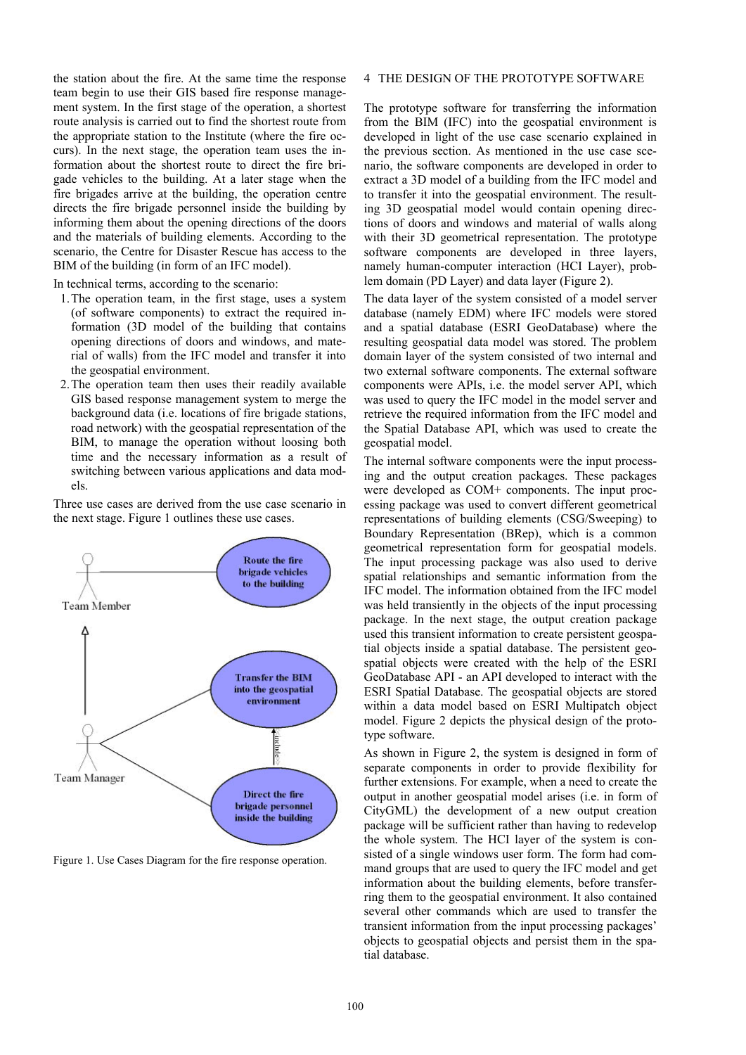the station about the fire. At the same time the response team begin to use their GIS based fire response management system. In the first stage of the operation, a shortest route analysis is carried out to find the shortest route from the appropriate station to the Institute (where the fire occurs). In the next stage, the operation team uses the information about the shortest route to direct the fire brigade vehicles to the building. At a later stage when the fire brigades arrive at the building, the operation centre directs the fire brigade personnel inside the building by informing them about the opening directions of the doors and the materials of building elements. According to the scenario, the Centre for Disaster Rescue has access to the BIM of the building (in form of an IFC model).

In technical terms, according to the scenario:

1. The operation team, in the first stage, uses a system (of software components) to extract the required information (3D model of the building that contains opening directions of doors and windows, and material of walls) from the IFC model and transfer it into the geospatial environment.
2. The operation team then uses their readily available GIS based response management system to merge the background data (i.e. locations of fire brigade stations, road network) with the geospatial representation of the BIM, to manage the operation without loosing both time and the necessary information as a result of switching between various applications and data models.

Three use cases are derived from the use case scenario in the next stage. Figure 1 outlines these use cases.

Figure 1. Use Cases Diagram for the fire response operation.

## 4 THE DESIGN OF THE PROTOTYPE SOFTWARE

The prototype software for transferring the information from the BIM (IFC) into the geospatial environment is developed in light of the use case scenario explained in the previous section. As mentioned in the use case scenario, the software components are developed in order to extract a 3D model of a building from the IFC model and to transfer it into the geospatial environment. The resulting 3D geospatial model would contain opening directions of doors and windows and material of walls along with their 3D geometrical representation. The prototype software components are developed in three layers, namely human-computer interaction (HCI Layer), problem domain (PD Layer) and data layer (Figure 2).

The data layer of the system consisted of a model server database (namely EDM) where IFC models were stored and a spatial database (ESRI GeoDatabase) where the resulting geospatial data model was stored. The problem domain layer of the system consisted of two internal and two external software components. The external software components were APIs, i.e. the model server API, which was used to query the IFC model in the model server and retrieve the required information from the IFC model and the Spatial Database API, which was used to create the geospatial model.

The internal software components were the input processing and the output creation packages. These packages were developed as COM+ components. The input processing package was used to convert different geometrical representations of building elements (CSG/Sweeping) to Boundary Representation (BRep), which is a common geometrical representation form for geospatial models. The input processing package was also used to derive spatial relationships and semantic information from the IFC model. The information obtained from the IFC model was held transiently in the objects of the input processing package. In the next stage, the output creation package used this transient information to create persistent geospatial objects inside a spatial database. The persistent geospatial objects were created with the help of the ESRI GeoDatabase API - an API developed to interact with the ESRI Spatial Database. The geospatial objects are stored within a data model based on ESRI Multipatch object model. Figure 2 depicts the physical design of the prototype software.

As shown in Figure 2, the system is designed in form of separate components in order to provide flexibility for further extensions. For example, when a need to create the output in another geospatial model arises (i.e. in form of CityGML) the development of a new output creation package will be sufficient rather than having to redevelop the whole system. The HCI layer of the system is consisted of a single windows user form. The form had command groups that are used to query the IFC model and get information about the building elements, before transferring them to the geospatial environment. It also contained several other commands which are used to transfer the transient information from the input processing packages' objects to geospatial objects and persist them in the spatial database.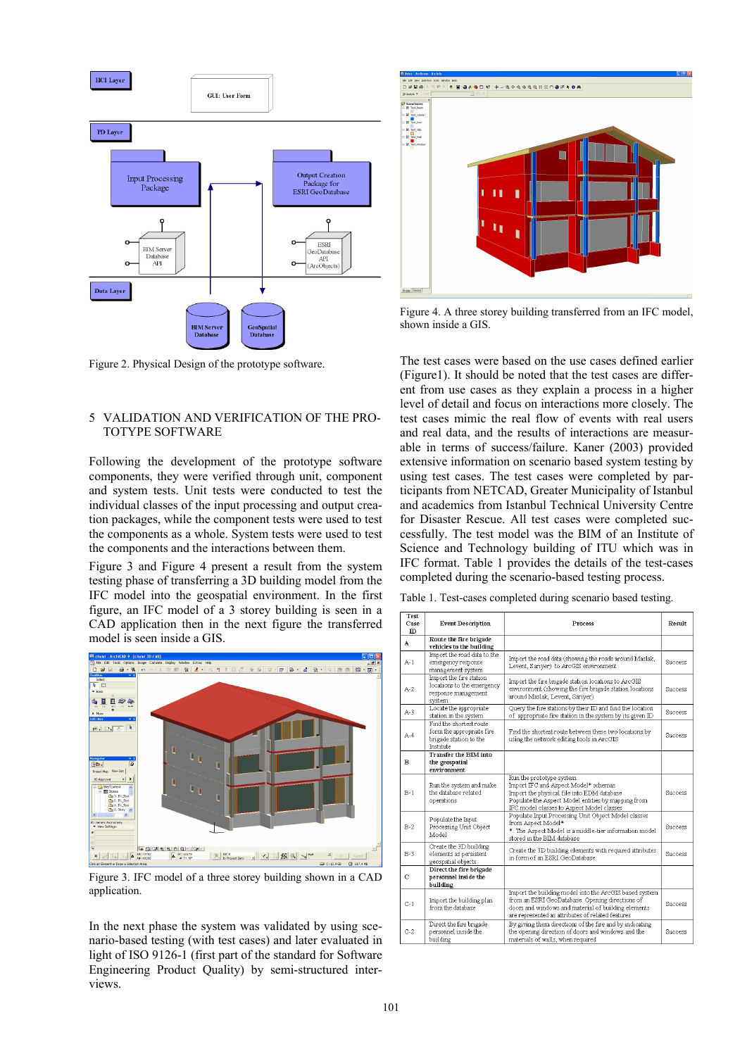Figure 2. Physical Design of the prototype software.

## 5 VALIDATION AND VERIFICATION OF THE PROTOTYPE SOFTWARE

Following the development of the prototype software components, they were verified through unit, component and system tests. Unit tests were conducted to test the individual classes of the input processing and output creation packages, while the component tests were used to test the components as a whole. System tests were used to test the components and the interactions between them.

Figure 3 and Figure 4 present a result from the system testing phase of transferring a 3D building model from the IFC model into the geospatial environment. In the first figure, an IFC model of a 3 storey building is seen in a CAD application then in the next figure the transferred model is seen inside a GIS.

Figure 3. IFC model of a three storey building shown in a CAD application.

In the next phase the system was validated by using scenario-based testing (with test cases) and later evaluated in light of ISO 9126-1 (first part of the standard for Software Engineering Product Quality) by semi-structured interviews.

Figure 4. A three storey building transferred from an IFC model, shown inside a GIS.

The test cases were based on the use cases defined earlier (Figure1). It should be noted that the test cases are different from use cases as they explain a process in a higher level of detail and focus on interactions more closely. The test cases mimic the real flow of events with real users and real data, and the results of interactions are measurable in terms of success/failure. Kaner (2003) provided extensive information on scenario based system testing by using test cases. The test cases were completed by participants from NETCAD, Greater Municipality of Istanbul and academics from Istanbul Technical University Centre for Disaster Rescue. All test cases were completed successfully. The test model was the BIM of an Institute of Science and Technology building of ITU which was in IFC format. Table 1 provides the details of the test-cases completed during the scenario-based testing process.

Table 1. Test-cases completed during scenario based testing.

| Test Case ID | Event Description | Process | Result |
|---|---|---|---|
| A | **Route the fire brigade vehicles to the building** | | |
| A-1 | Import the road data to the emergency response management system | Import the road data (showing the roads around Maslak, Levent, Sariyer) to ArcGIS environment | Success |
| A-2 | Import the fire station locations to the emergency response management system | Import the fire brigade station locations to ArcGIS environment (showing the fire brigade station locations around Maslak, Levent, Sariyer) | Success |
| A-3 | Locate the appropriate station in the system | Query the fire stations by their ID and find the location of appropriate fire station in the system by its given ID | Success |
| A-4 | Find the shortest route form the appropriate fire brigade station to the Institute | Find the shortest route between these two locations by using the network editing tools in ArcGIS | Success |
| B | **Transfer the BIM into the geospatial environment** | | |
| B-1 | Run the system and make the database related operations | Run the prototype system<br>Import IFC and Aspect Model* schemas<br>Import the physical file into EDM database<br>Populate the Aspect Model entities by mapping from IFC model classes to Aspect Model classes | Success |
| B-2 | Populate the Input Processing Unit Object Model | Populate Input Processing Unit Object Model classes from Aspect Model*<br>*. The Aspect Model is a middle-tier information model stored in the BIM database | Success |
| B-3 | Create the 3D building elements as persistent geospatial objects | Create the 3D building elements with required attributes in form of an ESRI GeoDatabase | Success |
| C | **Direct the fire brigade personnel inside the building** | | |
| C-1 | Import the building plan from the database | Import the building model into the ArcGIS based system from an ESRI GeoDatabase. Opening directions of doors and windows and material of building elements are represented as attributes of related features | Success |
| C-2 | Direct the fire brigade personnel inside the building | By giving them directions of the fire and by indicating the opening direction of doors and windows and the materials of walls, when required | Success |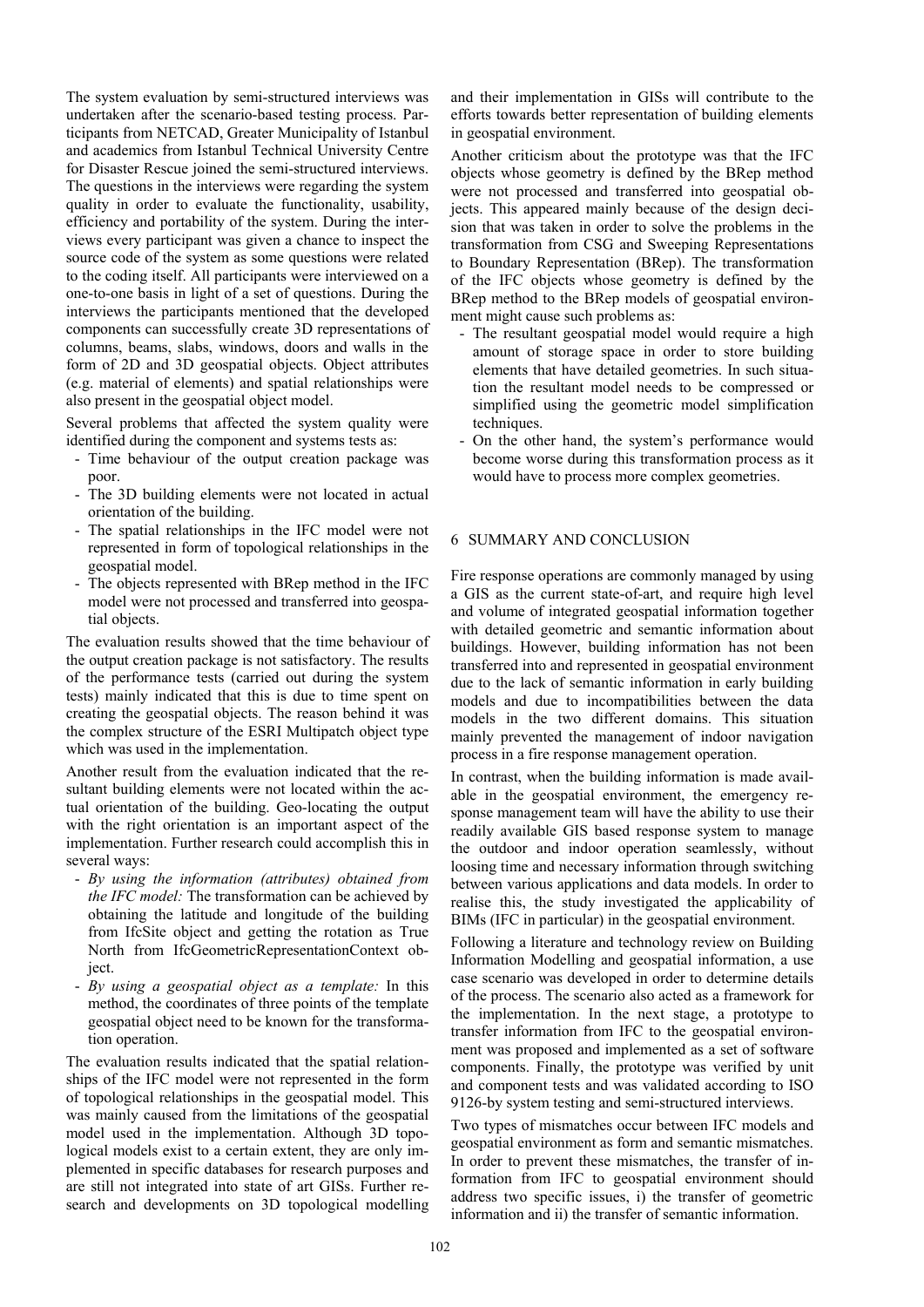The system evaluation by semi-structured interviews was undertaken after the scenario-based testing process. Participants from NETCAD, Greater Municipality of Istanbul and academics from Istanbul Technical University Centre for Disaster Rescue joined the semi-structured interviews. The questions in the interviews were regarding the system quality in order to evaluate the functionality, usability, efficiency and portability of the system. During the interviews every participant was given a chance to inspect the source code of the system as some questions were related to the coding itself. All participants were interviewed on a one-to-one basis in light of a set of questions. During the interviews the participants mentioned that the developed components can successfully create 3D representations of columns, beams, slabs, windows, doors and walls in the form of 2D and 3D geospatial objects. Object attributes (e.g. material of elements) and spatial relationships were also present in the geospatial object model.

Several problems that affected the system quality were identified during the component and systems tests as:

- Time behaviour of the output creation package was poor.
- The 3D building elements were not located in actual orientation of the building.
- The spatial relationships in the IFC model were not represented in form of topological relationships in the geospatial model.
- The objects represented with BRep method in the IFC model were not processed and transferred into geospatial objects.

The evaluation results showed that the time behaviour of the output creation package is not satisfactory. The results of the performance tests (carried out during the system tests) mainly indicated that this is due to time spent on creating the geospatial objects. The reason behind it was the complex structure of the ESRI Multipatch object type which was used in the implementation.

Another result from the evaluation indicated that the resultant building elements were not located within the actual orientation of the building. Geo-locating the output with the right orientation is an important aspect of the implementation. Further research could accomplish this in several ways:

- *By using the information (attributes) obtained from the IFC model:* The transformation can be achieved by obtaining the latitude and longitude of the building from IfcSite object and getting the rotation as True North from IfcGeometricRepresentationContext object.
- *By using a geospatial object as a template:* In this method, the coordinates of three points of the template geospatial object need to be known for the transformation operation.

The evaluation results indicated that the spatial relationships of the IFC model were not represented in the form of topological relationships in the geospatial model. This was mainly caused from the limitations of the geospatial model used in the implementation. Although 3D topological models exist to a certain extent, they are only implemented in specific databases for research purposes and are still not integrated into state of art GISs. Further research and developments on 3D topological modelling and their implementation in GISs will contribute to the efforts towards better representation of building elements in geospatial environment.

Another criticism about the prototype was that the IFC objects whose geometry is defined by the BRep method were not processed and transferred into geospatial objects. This appeared mainly because of the design decision that was taken in order to solve the problems in the transformation from CSG and Sweeping Representations to Boundary Representation (BRep). The transformation of the IFC objects whose geometry is defined by the BRep method to the BRep models of geospatial environment might cause such problems as:

- The resultant geospatial model would require a high amount of storage space in order to store building elements that have detailed geometries. In such situation the resultant model needs to be compressed or simplified using the geometric model simplification techniques.
- On the other hand, the system's performance would become worse during this transformation process as it would have to process more complex geometries.

## 6 SUMMARY AND CONCLUSION

Fire response operations are commonly managed by using a GIS as the current state-of-art, and require high level and volume of integrated geospatial information together with detailed geometric and semantic information about buildings. However, building information has not been transferred into and represented in geospatial environment due to the lack of semantic information in early building models and due to incompatibilities between the data models in the two different domains. This situation mainly prevented the management of indoor navigation process in a fire response management operation.

In contrast, when the building information is made available in the geospatial environment, the emergency response management team will have the ability to use their readily available GIS based response system to manage the outdoor and indoor operation seamlessly, without loosing time and necessary information through switching between various applications and data models. In order to realise this, the study investigated the applicability of BIMs (IFC in particular) in the geospatial environment.

Following a literature and technology review on Building Information Modelling and geospatial information, a use case scenario was developed in order to determine details of the process. The scenario also acted as a framework for the implementation. In the next stage, a prototype to transfer information from IFC to the geospatial environment was proposed and implemented as a set of software components. Finally, the prototype was verified by unit and component tests and was validated according to ISO 9126-by system testing and semi-structured interviews.

Two types of mismatches occur between IFC models and geospatial environment as form and semantic mismatches. In order to prevent these mismatches, the transfer of information from IFC to geospatial environment should address two specific issues, i) the transfer of geometric information and ii) the transfer of semantic information.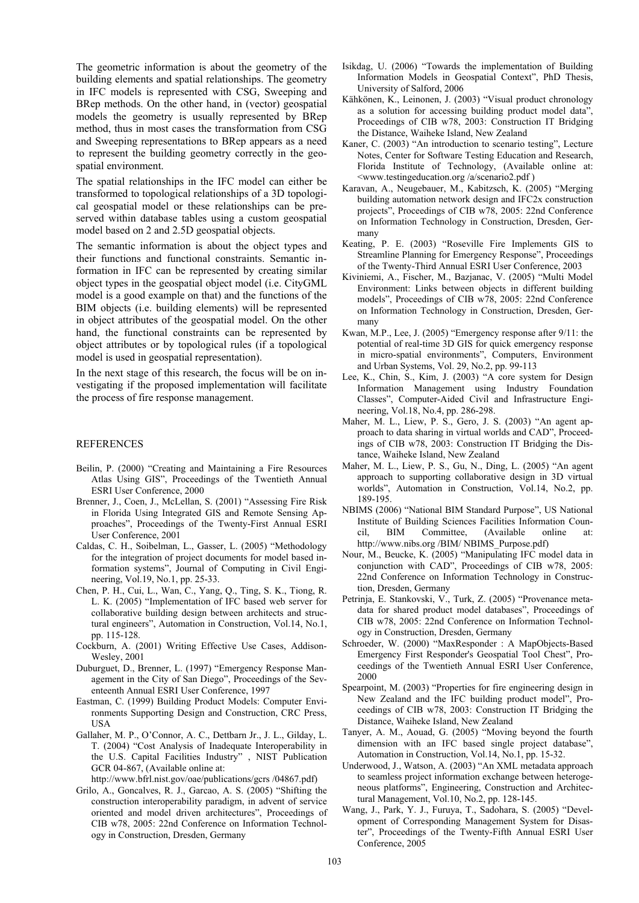The geometric information is about the geometry of the building elements and spatial relationships. The geometry in IFC models is represented with CSG, Sweeping and BRep methods. On the other hand, in (vector) geospatial models the geometry is usually represented by BRep method, thus in most cases the transformation from CSG and Sweeping representations to BRep appears as a need to represent the building geometry correctly in the geospatial environment.

The spatial relationships in the IFC model can either be transformed to topological relationships of a 3D topological geospatial model or these relationships can be preserved within database tables using a custom geospatial model based on 2 and 2.5D geospatial objects.

The semantic information is about the object types and their functions and functional constraints. Semantic information in IFC can be represented by creating similar object types in the geospatial object model (i.e. CityGML model is a good example on that) and the functions of the BIM objects (i.e. building elements) will be represented in object attributes of the geospatial model. On the other hand, the functional constraints can be represented by object attributes or by topological rules (if a topological model is used in geospatial representation).

In the next stage of this research, the focus will be on investigating if the proposed implementation will facilitate the process of fire response management.

## REFERENCES

- Beilin, P. (2000) "Creating and Maintaining a Fire Resources Atlas Using GIS", Proceedings of the Twentieth Annual ESRI User Conference, 2000
- Brenner, J., Coen, J., McLellan, S. (2001) "Assessing Fire Risk in Florida Using Integrated GIS and Remote Sensing Approaches", Proceedings of the Twenty-First Annual ESRI User Conference, 2001
- Caldas, C. H., Soibelman, L., Gasser, L. (2005) "Methodology for the integration of project documents for model based information systems", Journal of Computing in Civil Engineering, Vol.19, No.1, pp. 25-33.
- Chen, P. H., Cui, L., Wan, C., Yang, Q., Ting, S. K., Tiong, R. L. K. (2005) "Implementation of IFC based web server for collaborative building design between architects and structural engineers", Automation in Construction, Vol.14, No.1, pp. 115-128.
- Cockburn, A. (2001) Writing Effective Use Cases, Addison-Wesley, 2001
- Duburguet, D., Brenner, L. (1997) "Emergency Response Management in the City of San Diego", Proceedings of the Seventeenth Annual ESRI User Conference, 1997
- Eastman, C. (1999) Building Product Models: Computer Environments Supporting Design and Construction, CRC Press, USA
- Gallaher, M. P., O'Connor, A. C., Dettbarn Jr., J. L., Gilday, L. T. (2004) "Cost Analysis of Inadequate Interoperability in the U.S. Capital Facilities Industry" , NIST Publication GCR 04-867, (Available online at: http://www.bfrl.nist.gov/oae/publications/gcrs /04867.pdf)
- Grilo, A., Goncalves, R. J., Garcao, A. S. (2005) "Shifting the construction interoperability paradigm, in advent of service oriented and model driven architectures", Proceedings of CIB w78, 2005: 22nd Conference on Information Technology in Construction, Dresden, Germany
- Isikdag, U. (2006) "Towards the implementation of Building Information Models in Geospatial Context", PhD Thesis, University of Salford, 2006
- Kähkönen, K., Leinonen, J. (2003) "Visual product chronology as a solution for accessing building product model data", Proceedings of CIB w78, 2003: Construction IT Bridging the Distance, Waiheke Island, New Zealand
- Kaner, C. (2003) "An introduction to scenario testing", Lecture Notes, Center for Software Testing Education and Research, Florida Institute of Technology, (Available online at: <www.testingeducation.org /a/scenario2.pdf )
- Karavan, A., Neugebauer, M., Kabitzsch, K. (2005) "Merging building automation network design and IFC2x construction projects", Proceedings of CIB w78, 2005: 22nd Conference on Information Technology in Construction, Dresden, Germany
- Keating, P. E. (2003) "Roseville Fire Implements GIS to Streamline Planning for Emergency Response", Proceedings of the Twenty-Third Annual ESRI User Conference, 2003
- Kiviniemi, A., Fischer, M., Bazjanac, V. (2005) "Multi Model Environment: Links between objects in different building models", Proceedings of CIB w78, 2005: 22nd Conference on Information Technology in Construction, Dresden, Germany
- Kwan, M.P., Lee, J. (2005) "Emergency response after 9/11: the potential of real-time 3D GIS for quick emergency response in micro-spatial environments", Computers, Environment and Urban Systems, Vol. 29, No.2, pp. 99-113
- Lee, K., Chin, S., Kim, J. (2003) "A core system for Design Information Management using Industry Foundation Classes", Computer-Aided Civil and Infrastructure Engineering, Vol.18, No.4, pp. 286-298.
- Maher, M. L., Liew, P. S., Gero, J. S. (2003) "An agent approach to data sharing in virtual worlds and CAD", Proceedings of CIB w78, 2003: Construction IT Bridging the Distance, Waiheke Island, New Zealand
- Maher, M. L., Liew, P. S., Gu, N., Ding, L. (2005) "An agent approach to supporting collaborative design in 3D virtual worlds", Automation in Construction, Vol.14, No.2, pp. 189-195.
- NBIMS (2006) "National BIM Standard Purpose", US National Institute of Building Sciences Facilities Information Council, BIM Committee, (Available online at: http://www.nibs.org /BIM/ NBIMS_Purpose.pdf)
- Nour, M., Beucke, K. (2005) "Manipulating IFC model data in conjunction with CAD", Proceedings of CIB w78, 2005: 22nd Conference on Information Technology in Construction, Dresden, Germany
- Petrinja, E. Stankovski, V., Turk, Z. (2005) "Provenance metadata for shared product model databases", Proceedings of CIB w78, 2005: 22nd Conference on Information Technology in Construction, Dresden, Germany
- Schroeder, W. (2000) "MaxResponder : A MapObjects-Based Emergency First Responder's Geospatial Tool Chest", Proceedings of the Twentieth Annual ESRI User Conference, 2000
- Spearpoint, M. (2003) "Properties for fire engineering design in New Zealand and the IFC building product model", Proceedings of CIB w78, 2003: Construction IT Bridging the Distance, Waiheke Island, New Zealand
- Tanyer, A. M., Aouad, G. (2005) "Moving beyond the fourth dimension with an IFC based single project database", Automation in Construction, Vol.14, No.1, pp. 15-32.
- Underwood, J., Watson, A. (2003) "An XML metadata approach to seamless project information exchange between heterogeneous platforms", Engineering, Construction and Architectural Management, Vol.10, No.2, pp. 128-145.
- Wang, J., Park, Y. J., Furuya, T., Sadohara, S. (2005) "Development of Corresponding Management System for Disaster", Proceedings of the Twenty-Fifth Annual ESRI User Conference, 2005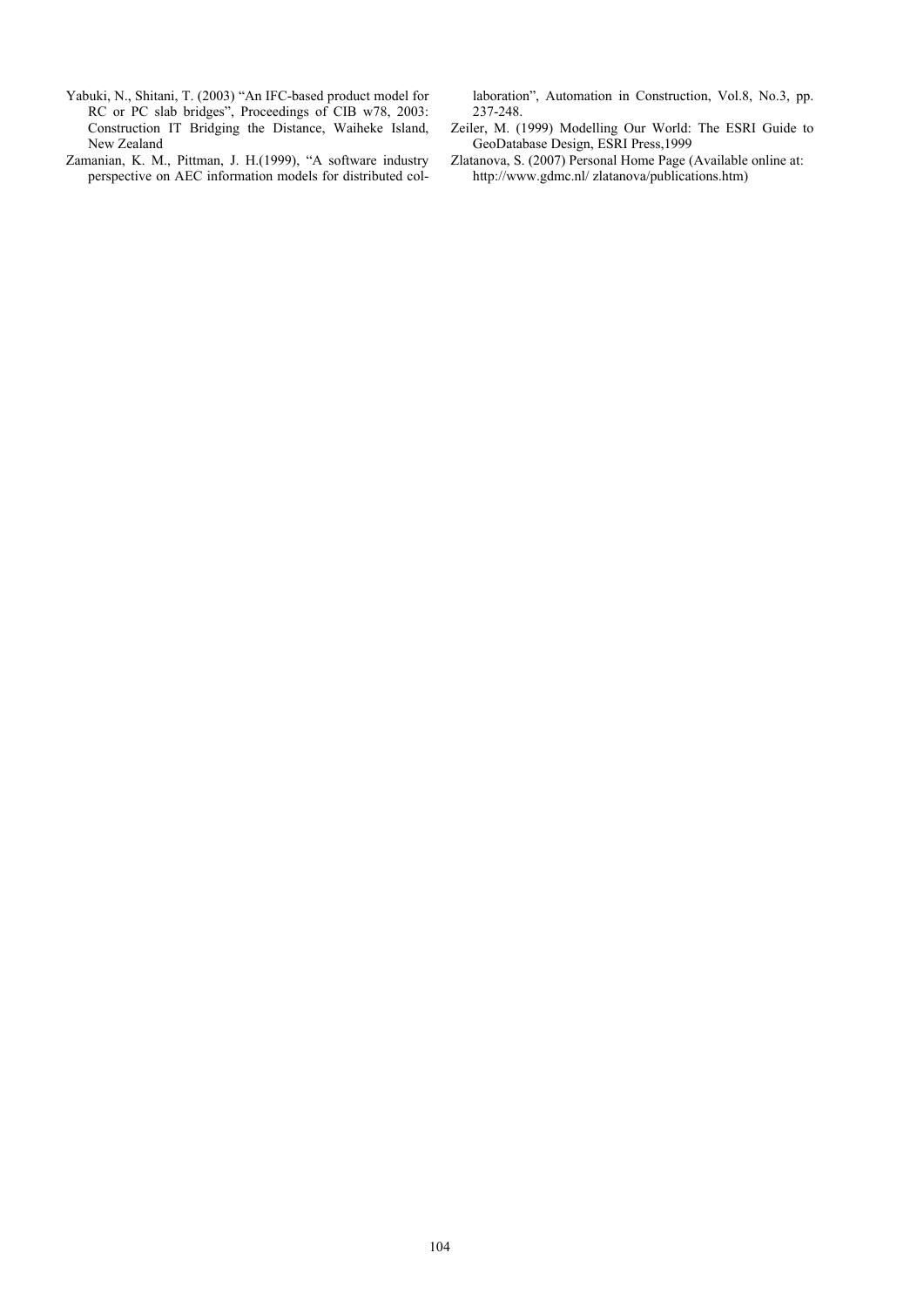Yabuki, N., Shitani, T. (2003) "An IFC-based product model for RC or PC slab bridges", Proceedings of CIB w78, 2003: Construction IT Bridging the Distance, Waiheke Island, New Zealand

Zamanian, K. M., Pittman, J. H.(1999), "A software industry perspective on AEC information models for distributed collaboration", Automation in Construction, Vol.8, No.3, pp. 237-248.

Zeiler, M. (1999) Modelling Our World: The ESRI Guide to GeoDatabase Design, ESRI Press,1999

Zlatanova, S. (2007) Personal Home Page (Available online at: http://www.gdmc.nl/ zlatanova/publications.htm)